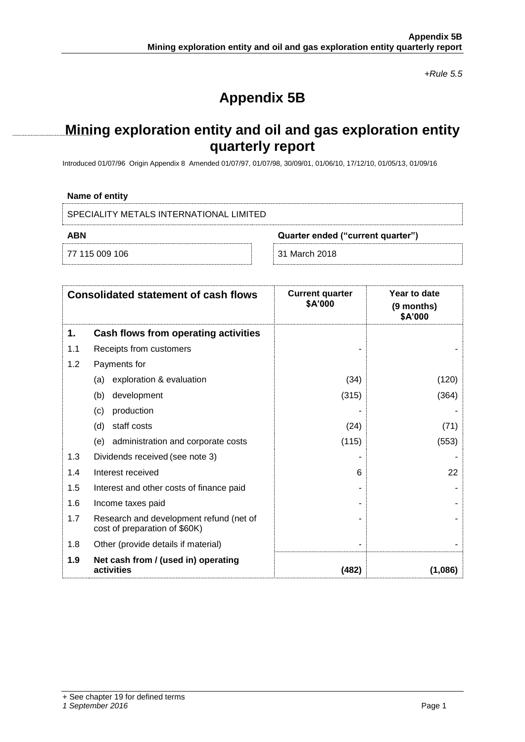*+Rule 5.5*

# Appendix 5B

## Mining exploration entity and oil and gas exploration entity quarterly report

Introduced 01/07/96 Origin Appendix 8 Amended 01/07/97, 01/07/98, 30/09/01, 01/06/10, 17/12/10, 01/05/13, 01/09/16

**Name of entity**

SPECIALITY METALS INTERNATIONAL LIMITED

| **ABN** | **Quarter ended ("current quarter")** |
|---|---|
| 77 115 009 106 | 31 March 2018 |

| | **Consolidated statement of cash flows** | **Current quarter \$A'000** | **Year to date (9 months) \$A'000** |
|---|---|---|---|
| **1.** | **Cash flows from operating activities** | | |
| 1.1 | Receipts from customers | - | - |
| 1.2 | Payments for | | |
| | (a) exploration & evaluation | (34) | (120) |
| | (b) development | (315) | (364) |
| | (c) production | - | - |
| | (d) staff costs | (24) | (71) |
| | (e) administration and corporate costs | (115) | (553) |
| 1.3 | Dividends received (see note 3) | - | - |
| 1.4 | Interest received | 6 | 22 |
| 1.5 | Interest and other costs of finance paid | - | - |
| 1.6 | Income taxes paid | - | - |
| 1.7 | Research and development refund (net of cost of preparation of \$60K) | - | - |
| 1.8 | Other (provide details if material) | - | - |
| **1.9** | **Net cash from / (used in) operating activities** | **(482)** | **(1,086)** |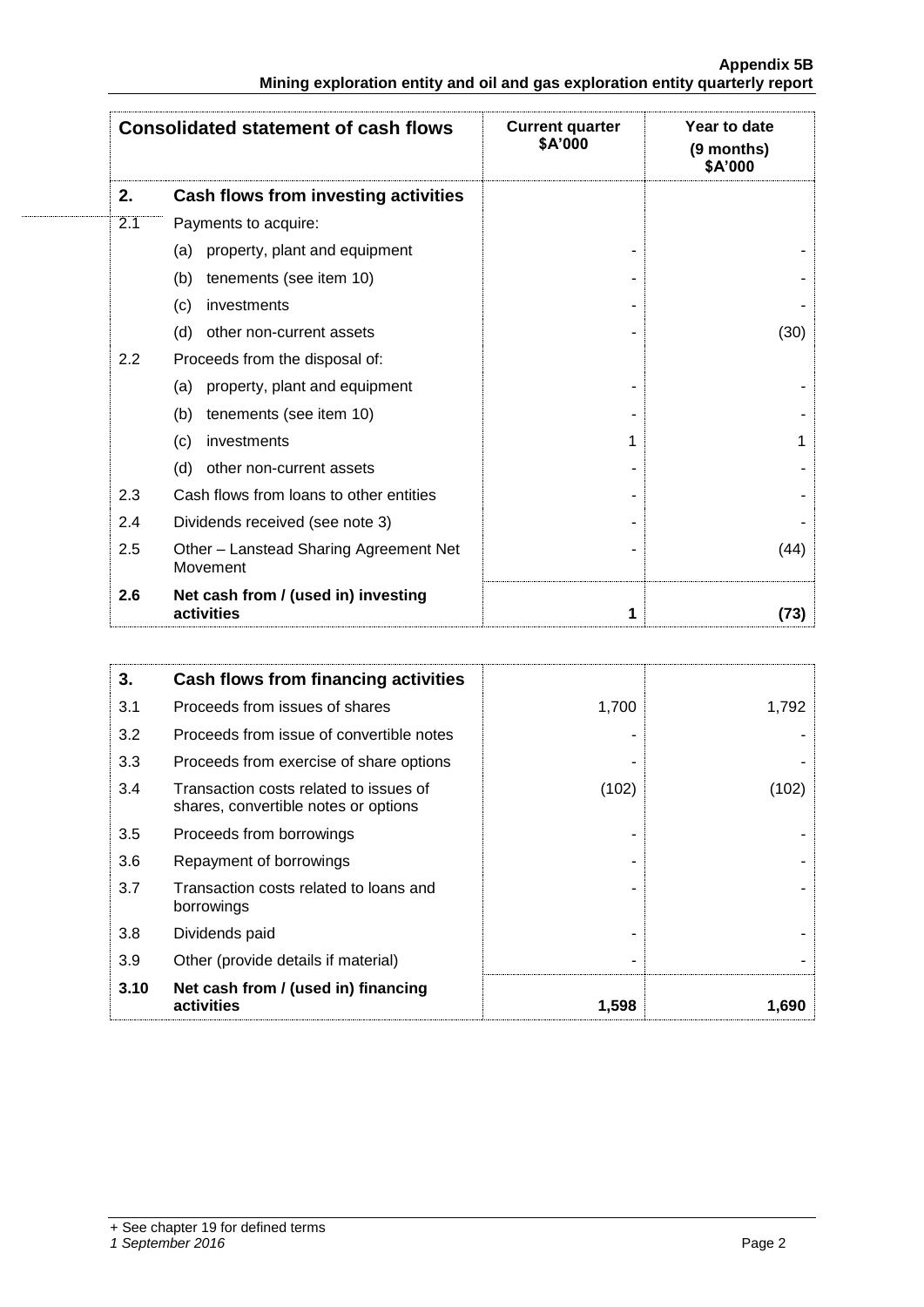| Consolidated statement of cash flows | | Current quarter $A'000 | Year to date (9 months) $A'000 |
|---|---|---|---|
| **2.** | **Cash flows from investing activities** | | |
| 2.1 | Payments to acquire: | | |
| | (a) property, plant and equipment | - | - |
| | (b) tenements (see item 10) | - | - |
| | (c) investments | - | - |
| | (d) other non-current assets | - | (30) |
| 2.2 | Proceeds from the disposal of: | | |
| | (a) property, plant and equipment | - | - |
| | (b) tenements (see item 10) | - | - |
| | (c) investments | 1 | 1 |
| | (d) other non-current assets | - | - |
| 2.3 | Cash flows from loans to other entities | - | - |
| 2.4 | Dividends received (see note 3) | - | - |
| 2.5 | Other – Lanstead Sharing Agreement Net Movement | - | (44) |
| **2.6** | **Net cash from / (used in) investing activities** | **1** | **(73)** |

| | | | |
|---|---|---|---|
| **3.** | **Cash flows from financing activities** | | |
| 3.1 | Proceeds from issues of shares | 1,700 | 1,792 |
| 3.2 | Proceeds from issue of convertible notes | - | - |
| 3.3 | Proceeds from exercise of share options | - | - |
| 3.4 | Transaction costs related to issues of shares, convertible notes or options | (102) | (102) |
| 3.5 | Proceeds from borrowings | - | - |
| 3.6 | Repayment of borrowings | - | - |
| 3.7 | Transaction costs related to loans and borrowings | - | - |
| 3.8 | Dividends paid | - | - |
| 3.9 | Other (provide details if material) | - | - |
| **3.10** | **Net cash from / (used in) financing activities** | **1,598** | **1,690** |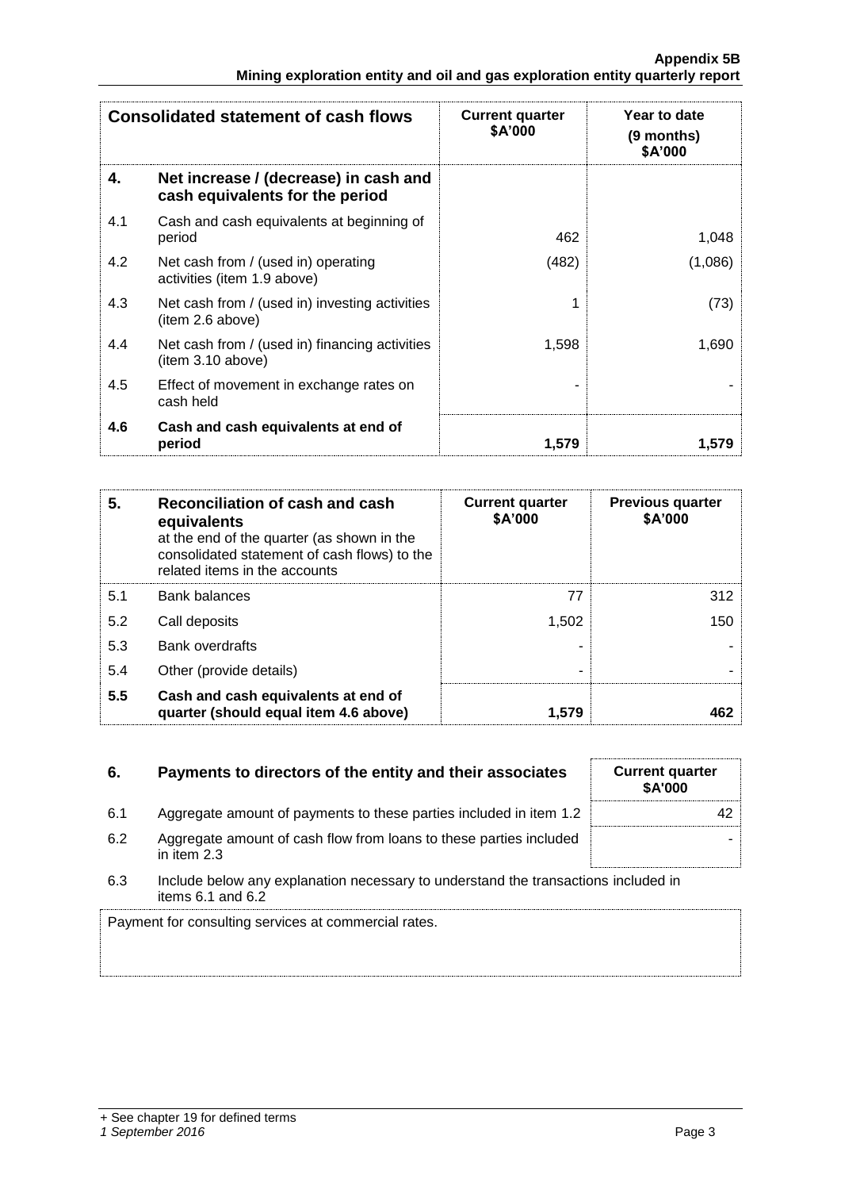| Consolidated statement of cash flows | | Current quarter \$A'000 | Year to date (9 months) \$A'000 |
|---|---|---|---|
| **4.** | **Net increase / (decrease) in cash and cash equivalents for the period** | | |
| 4.1 | Cash and cash equivalents at beginning of period | 462 | 1,048 |
| 4.2 | Net cash from / (used in) operating activities (item 1.9 above) | (482) | (1,086) |
| 4.3 | Net cash from / (used in) investing activities (item 2.6 above) | 1 | (73) |
| 4.4 | Net cash from / (used in) financing activities (item 3.10 above) | 1,598 | 1,690 |
| 4.5 | Effect of movement in exchange rates on cash held | - | - |
| **4.6** | **Cash and cash equivalents at end of period** | **1,579** | **1,579** |

| **5.** | **Reconciliation of cash and cash equivalents** at the end of the quarter (as shown in the consolidated statement of cash flows) to the related items in the accounts | **Current quarter \$A'000** | **Previous quarter \$A'000** |
|---|---|---|---|
| 5.1 | Bank balances | 77 | 312 |
| 5.2 | Call deposits | 1,502 | 150 |
| 5.3 | Bank overdrafts | - | - |
| 5.4 | Other (provide details) | - | - |
| **5.5** | **Cash and cash equivalents at end of quarter (should equal item 4.6 above)** | **1,579** | **462** |

| **6.** | **Payments to directors of the entity and their associates** | **Current quarter \$A'000** |
|---|---|---|
| 6.1 | Aggregate amount of payments to these parties included in item 1.2 | 42 |
| 6.2 | Aggregate amount of cash flow from loans to these parties included in item 2.3 | - |

6.3 Include below any explanation necessary to understand the transactions included in items 6.1 and 6.2

Payment for consulting services at commercial rates.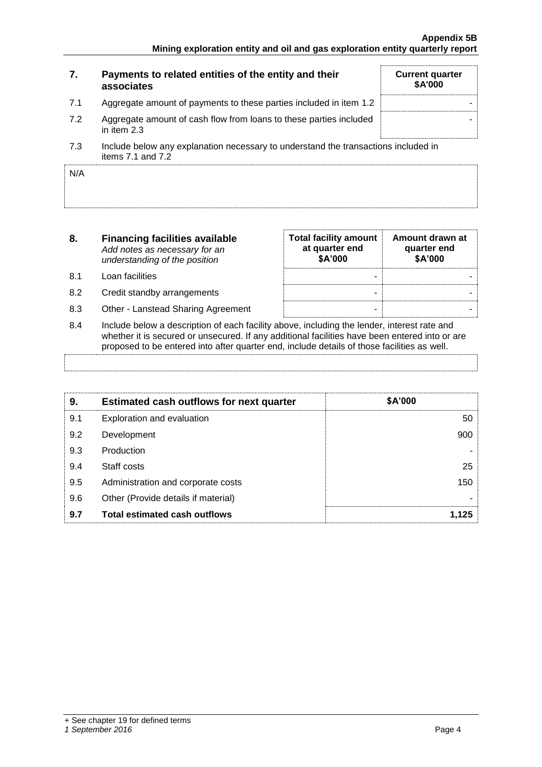| 7. | Payments to related entities of the entity and their associates | Current quarter $A'000 |
|---|---|---|
| 7.1 | Aggregate amount of payments to these parties included in item 1.2 | - |
| 7.2 | Aggregate amount of cash flow from loans to these parties included in item 2.3 | - |

7.3 Include below any explanation necessary to understand the transactions included in items 7.1 and 7.2

N/A

| 8. | **Financing facilities available** *Add notes as necessary for an understanding of the position* | Total facility amount at quarter end $A'000 | Amount drawn at quarter end $A'000 |
|---|---|---|---|
| 8.1 | Loan facilities | - | - |
| 8.2 | Credit standby arrangements | - | - |
| 8.3 | Other - Lanstead Sharing Agreement | - | - |

8.4 Include below a description of each facility above, including the lender, interest rate and whether it is secured or unsecured. If any additional facilities have been entered into or are proposed to be entered into after quarter end, include details of those facilities as well.

| 9. | Estimated cash outflows for next quarter | $A'000 |
|---|---|---|
| 9.1 | Exploration and evaluation | 50 |
| 9.2 | Development | 900 |
| 9.3 | Production | - |
| 9.4 | Staff costs | 25 |
| 9.5 | Administration and corporate costs | 150 |
| 9.6 | Other (Provide details if material) | - |
| **9.7** | **Total estimated cash outflows** | **1,125** |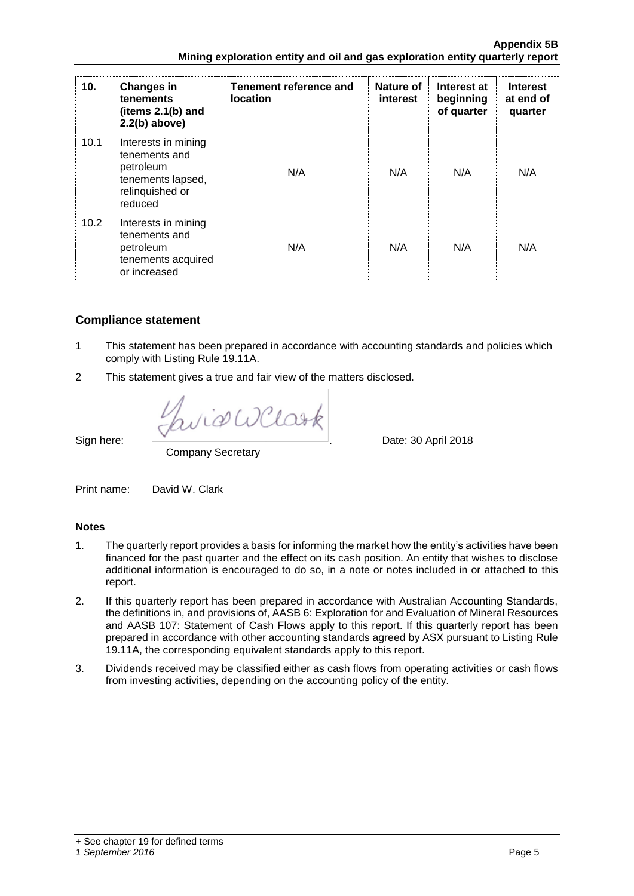| 10. | Changes in tenements (items 2.1(b) and 2.2(b) above) | Tenement reference and location | Nature of interest | Interest at beginning of quarter | Interest at end of quarter |
|---|---|---|---|---|---|
| 10.1 | Interests in mining tenements and petroleum tenements lapsed, relinquished or reduced | N/A | N/A | N/A | N/A |
| 10.2 | Interests in mining tenements and petroleum tenements acquired or increased | N/A | N/A | N/A | N/A |

## Compliance statement

1 This statement has been prepared in accordance with accounting standards and policies which comply with Listing Rule 19.11A.

2 This statement gives a true and fair view of the matters disclosed.

Sign here: ............................................................ Date: 30 April 2018
Company Secretary

Print name: David W. Clark

## Notes

1. The quarterly report provides a basis for informing the market how the entity's activities have been financed for the past quarter and the effect on its cash position. An entity that wishes to disclose additional information is encouraged to do so, in a note or notes included in or attached to this report.
2. If this quarterly report has been prepared in accordance with Australian Accounting Standards, the definitions in, and provisions of, AASB 6: Exploration for and Evaluation of Mineral Resources and AASB 107: Statement of Cash Flows apply to this report. If this quarterly report has been prepared in accordance with other accounting standards agreed by ASX pursuant to Listing Rule 19.11A, the corresponding equivalent standards apply to this report.
3. Dividends received may be classified either as cash flows from operating activities or cash flows from investing activities, depending on the accounting policy of the entity.